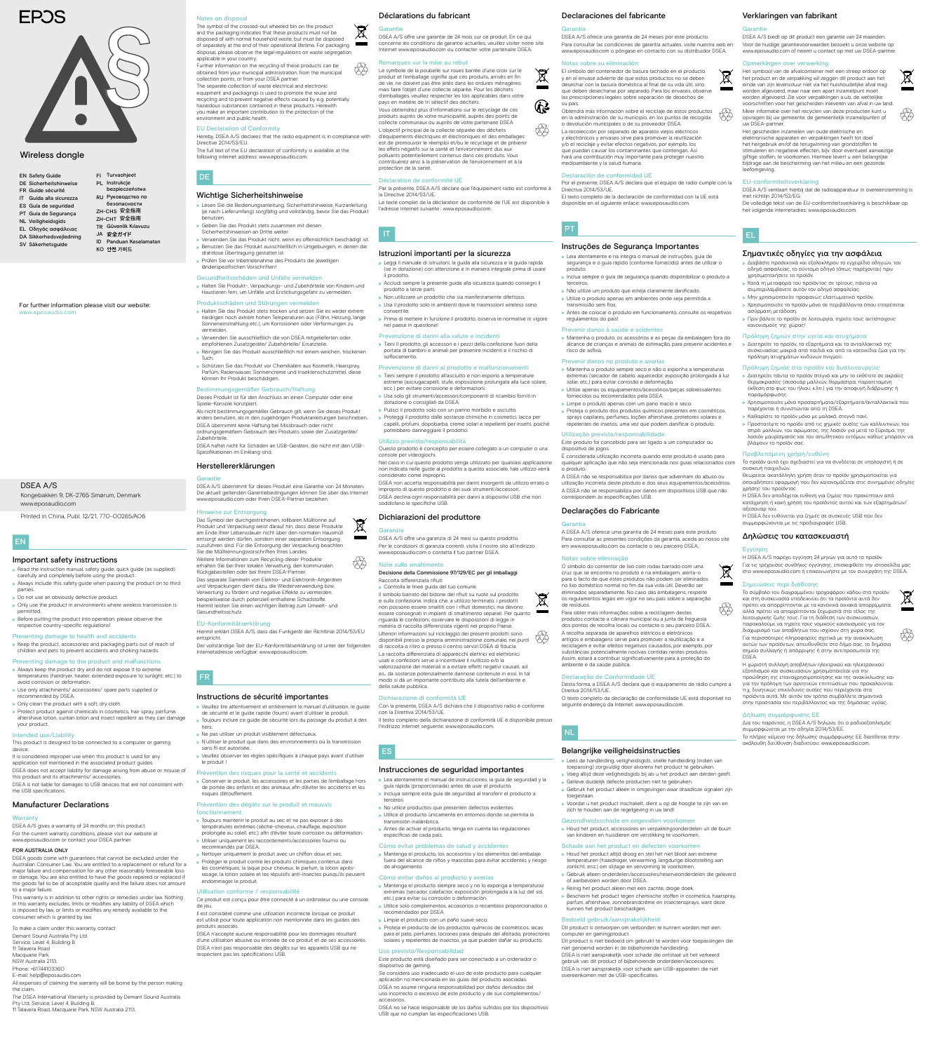# EPOS

## Wireless dongle

- EN Safety Guide
- DE Sicherheitshinweise
- FR Guide sécurité
- IT Guida alla sicurezza
- ES Guía de seguridad
- PT Guia de Segurança
- NL Veiligheidsgids
- EL Οδηγός ασφάλειας
- DA Sikkerhedsvejledning
- SV Säkerhetsguide
- FI Turvaohjeet
- PL Instrukcje bezpieczeństwa
- RU Руководство по безопасности
- ZH-CHS 安全指南
- ZH-CHT 安全指南
- TR Güvenlik Kılavuzu
- JA 安全ガイド
- ID Panduan Keselamatan
- KO 안전 가이드

For further information please visit our website:
www.eposaudio.com

**DSEA A/S**
Kongebakken 9, DK-2765 Smørum, Denmark
www.eposaudio.com

Printed in China, Publ. 12/21, 770-00265/A06

## EN

### Important safety instructions

- Read the instruction manual, safety guide, quick guide (as supplied) carefully and completely before using the product.
- Always include this safety guide when passing the product on to third parties.
- Do not use an obviously defective product.
- Only use the product in environments where wireless transmission is permitted.
- Before putting the product into operation, please observe the respective country-specific regulations!

### Preventing damage to health and accidents

- Keep the product, accessories and packaging parts out of reach of children and pets to prevent accidents and choking hazards.

### Preventing damage to the product and malfunctions

- Always keep the product dry and do not expose it to extreme temperatures (hairdryer, heater, extended exposure to sunlight, etc.) to avoid corrosion or deformation.
- Use only attachments/ accessories/ spare parts supplied or recommended by DSEA.
- Only clean the product with a soft, dry cloth.
- Protect product against chemicals in cosmetics, hair spray, perfume, aftershave lotion, suntan lotion and insect repellent as they can damage your product.

### Intended use/Liability

This product is designed to be connected to a computer or gaming device.

It is considered improper use when this product is used for any application not mentioned in the associated product guides.

DSEA does not accept liability for damage arising from abuse or misuse of this product and its attachments/ accessories.

DSEA is not liable for damages to USB devices that are not consistent with the USB specifications.

### Manufacturer Declarations

#### Warranty

DSEA A/S gives a warranty of 24 months on this product.

For the current warranty conditions, please visit our website at www.eposaudio.com or contact your DSEA partner.

**FOR AUSTRALIA ONLY**

DSEA goods come with guarantees that cannot be excluded under the Australian Consumer Law. You are entitled to a replacement or refund for a major failure and compensation for any other reasonably foreseeable loss or damage. You are also entitled to have the goods repaired or replaced if the goods fail to be of acceptable quality and the failure does not amount to a major failure.

This warranty is in addition to other rights or remedies under law. Nothing in this warranty excludes, limits or modifies any liability of DSEA which is imposed by law, or limits or modifies any remedy available to the consumer which is granted by law.

To make a claim under this warranty contact
Demant Sound Australia Pty Ltd
Service, Level 4, Building B
11 Talavera Road
Macquarie Park
NSW Australia 2113.
Phone: +61744103360
E-mail: help@eposaudio.com

All expenses of claiming the warranty will be borne by the person making the claim.

The DSEA International Warranty is provided by Demant Sound Australia Pty Ltd, Service, Level 4, Building B,
11 Talavera Road, Macquarie Park, NSW Australia 2113.

#### Notes on disposal

The symbol of the crossed-out wheeled bin on the product and the packaging indicates that these products must not be disposed of with normal household waste, but must be disposed of separately at the end of their operational lifetime. For packaging disposal, please observe the legal regulations on waste segregation applicable in your country.

Further information on the recycling of these products can be obtained from your municipal administration, from the municipal collection points, or from your DSEA partner.

The separate collection of waste electrical and electronic equipment and packagings is used to promote the reuse and recycling and to prevent negative effects caused by e.g. potentially hazardous substances contained in these products. Herewith you make an important contribution to the protection of the environment and public health.

#### EU Declaration of Conformity

Hereby, DSEA A/S declares that the radio equipment is in compliance with Directive 2014/53/EU.

The full text of the EU declaration of conformity is available at the following internet address: www.eposaudio.com.

## DE

### Wichtige Sicherheitshinweise

- Lesen Sie die Bedienungsanleitung, Sicherheitshinweise, Kurzanleitung (je nach Lieferumfang) sorgfältig und vollständig, bevor Sie das Produkt benutzen.
- Geben Sie das Produkt stets zusammen mit diesen Sicherheitshinweisen an Dritte weiter.
- Verwenden Sie das Produkt nicht, wenn es offensichtlich beschädigt ist.
- Benutzen Sie das Produkt ausschließlich in Umgebungen, in denen die drahtlose Übertragung gestattet ist.
- Prüfen Sie vor Inbetriebnahme des Produkts die jeweiligen länderspezifischen Vorschriften!

### Gesundheitsschäden und Unfälle vermeiden

- Halten Sie Produkt-, Verpackungs- und Zubehörteile von Kindern und Haustieren fern, um Unfälle und Erstickungsgefahr zu vermeiden.

### Produktschäden und Störungen vermeiden

- Halten Sie das Produkt stets trocken und setzen Sie es weder extrem niedrigen noch extrem hohen Temperaturen aus (Föhn, Heizung, lange Sonneneinstrahlung etc.), um Korrosionen oder Verformungen zu vermeiden.
- Verwenden Sie ausschließlich die von DSEA mitgelieferten oder empfohlenen Zusatzgeräte/ Zubehörteile/ Ersatzteile.
- Reinigen Sie das Produkt ausschließlich mit einem weichen, trockenen Tuch.
- Schützen Sie das Produkt vor Chemikalien aus Kosmetik, Haarspray, Parfüm, Rasierwasser, Sonnencreme und Insektenschutzmittel, diese können Ihr Produkt beschädigen.

### Bestimmungsgemäßer Gebrauch/Haftung

Dieses Produkt ist für den Anschluss an einen Computer oder eine Spiele-Konsole konzipiert.

Als nicht bestimmungsgemäßer Gebrauch gilt, wenn Sie dieses Produkt anders benutzen, als in den zugehörigen Produktanleitungen beschrieben.

DSEA übernimmt keine Haftung bei Missbrauch oder nicht ordnungsgemäßem Gebrauch des Produkts sowie der Zusatzgeräte/ Zubehörteile.

DSEA haftet nicht für Schäden an USB-Geräten, die nicht mit den USB-Spezifikationen im Einklang sind.

### Herstellererklärungen

#### Garantie

DSEA A/S übernimmt für dieses Produkt eine Garantie von 24 Monaten. Die aktuell geltenden Garantiebedingungen können Sie über das Internet www.eposaudio.com oder Ihren DSEA-Partner beziehen.

#### Hinweise zur Entsorgung

Das Symbol der durchgestrichenen, rollbaren Mülltonne auf Produkt und Verpackung weist darauf hin, dass diese Produkte am Ende ihrer Lebensdauer nicht über den normalen Hausmüll entsorgt werden dürfen, sondern einer separaten Entsorgung zuzuführen sind. Für die Entsorgung der Verpackung beachten Sie die Mülltrennungsvorschriften Ihres Landes.

Weitere Informationen zum Recycling dieser Produkte erhalten Sie bei Ihrer lokalen Verwaltung, den kommunalen Rückgabestellen oder bei Ihrem DSEA-Partner.

Das separate Sammeln von Elektro- und Elektronik-Altgeräten und Verpackungen dient dazu, die Wiederverwendung bzw. Verwertung zu fördern und negative Effekte zu vermeiden, beispielsweise durch potenziell enthaltene Schadstoffe. Hiermit leisten Sie einen wichtigen Beitrag zum Umwelt- und Gesundheitsschutz.

#### EU-Konformitätserklärung

Hiermit erklärt DSEA A/S, dass das Funkgerät der Richtlinie 2014/53/EU entspricht.

Der vollständige Text der EU-Konformitätserklärung ist unter der folgenden Internetadresse verfügbar: www.eposaudio.com.

## FR

### Instructions de sécurité importantes

- Veuillez lire attentivement et entièrement le manuel d'utilisation, le guide de sécurité et le guide rapide (fourni) avant d'utiliser le produit.
- Toujours inclure ce guide de sécurité lors du passage du produit à des tiers.
- Ne pas utiliser un produit visiblement défectueux.
- N'utiliser le produit que dans des environnements où la transmission sans fil est autorisée.
- Veuillez observer les règles spécifiques à chaque pays avant d'utiliser le produit !

### Prévention des risques pour la santé et accidents

- Conserver le produit, les accessoires et les parties de l'emballage hors de portée des enfants et des animaux afin d'éviter les accidents et les risques d'étouffement.

### Prévention des dégâts sur le produit et mauvais fonctionnement

- Toujours maintenir le produit au sec et ne pas exposer à des températures extrêmes (sèche-cheveux, chauffage, exposition prolongée au soleil, etc.) afin d'éviter toute corrosion ou déformation.
- Utiliser uniquement les raccordements/accessoires fournis ou recommandés par DSEA.
- Nettoyer uniquement le produit avec un chiffon doux et sec.
- Protéger le produit contre les produits chimiques contenus dans les cosmétiques, la laque pour cheveux, le parfum, la lotion après-rasage, la lotion solaire et les répulsifs anti-insectes puisqu'ils peuvent endommager le produit.

### Utilisation conforme / responsabilité

Ce produit est conçu pour être connecté à un ordinateur ou une console de jeu.

Il est considéré comme une utilisation incorrecte lorsque ce produit est utilisé pour toute application non mentionnée dans les guides des produits associés.

DSEA n'accepte aucune responsabilité pour les dommages résultant d'une utilisation abusive ou erronée de ce produit et de ses accessoires.

DSEA n'est pas responsable des dégâts sur les appareils USB qui ne respectent pas les spécifications USB.

### Déclarations du fabricant

#### Garantie

DSEA A/S offre une garantie de 24 mois sur ce produit. En ce qui concerne les conditions de garantie actuelles, veuillez visiter notre site Internet www.eposaudio.com ou contacter votre partenaire DSEA.

#### Remarques sur la mise au rebut

Le symbole de la poubelle sur roues barrée d'une croix sur le produit et l'emballage signifie que ces produits, arrivés en fin de vie, ne doivent pas être jetés dans les ordures ménagères, mais faire l'objet d'une collecte séparée. Pour les déchets d'emballages, veuillez respecter les lois applicables dans votre pays en matière de tri sélectif des déchets.

Vous obtiendrez plus d'informations sur le recyclage de ces produits auprès de votre municipalité, auprès des points de collecte communaux ou auprès de votre partenaire DSEA.

L'objectif principal de la collecte séparée des déchets d'équipements électriques et électroniques et des emballages est de promouvoir le réemploi et/ou le recyclage et de prévenir les effets négatifs sur la santé et l'environnement dus aux polluants potentiellement contenus dans ces produits. Vous contribuerez ainsi à la préservation de l'environnement et à la protection de la santé.

#### Déclaration de conformité UE

Par la présente, DSEA A/S déclare que l'équipement radio est conforme à la Directive 2014/53/UE.

Le texte complet de la déclaration de conformité de l'UE est disponible à l'adresse internet suivante : www.eposaudio.com.

## IT

### Istruzioni importanti per la sicurezza

- Leggi il manuale di istruzioni, la guida alla sicurezza e la guida rapida (se in dotazione) con attenzione e in maniera integrale prima di usare il prodotto.
- Accludi sempre la presente guida alla sicurezza quando consegni il prodotto a terze parti.
- Non utilizzare un prodotto che sia manifestamente difettoso.
- Usa il prodotto solo in ambienti dove le trasmissioni wireless sono consentite.
- Prima di mettere in funzione il prodotto, osserva le normative in vigore nel paese in questione!

### Prevenzione di danni alla salute e incidenti

- Tieni il prodotto, gli accessori e i pezzi della confezione fuori della portata di bambini e animali per prevenire incidenti e il rischio di soffocamento.

### Prevenzione di danni al prodotto e malfunzionamenti

- Tieni sempre il prodotto all'asciutto e non esporlo a temperature estreme (asciugacapelli, stufe, esposizione prolungata alla luce solare, ecc.) per evitare corrosione e deformazioni.
- Usa solo gli strumenti/accessori/componenti di ricambio forniti in dotazione o consigliati da DSEA.
- Pulisci il prodotto solo con un panno morbido e asciutto.
- Proteggi il prodotto dalle sostanze chimiche in cosmetici, lacca per capelli, profumi, dopobarba, creme solari e repellenti per insetti, poiché potrebbero danneggiare il prodotto.

### Utilizzo previsto/responsabilità

Questo prodotto è concepito per essere collegato a un computer o una console per videogiochi.

Nel caso in cui questo prodotto venga utilizzato per qualsiasi applicazione non indicata nelle guide al prodotto a esso associate, tale utilizzo verrà considerato come improprio.

DSEA non accetta responsabilità per danni insorgenti da utilizzo errato o improprio di questo prodotto e dei suoi strumenti/accessori.

DSEA declina ogni responsabilità per danni a dispositivi USB che non soddisfano le specifiche USB.

### Dichiarazioni del produttore

#### Garanzia

DSEA A/S offre una garanzia di 24 mesi su questo prodotto.

Per le condizioni di garanzia correnti, visita il nostro sito all'indirizzo www.eposaudio.com o contatta il tuo partner DSEA.

#### Note sullo smaltimento

**Decisione della Commissione 97/129/EC per gli imballaggi**

Raccolta differenziata rifiuti.
Controlla le linee guida del tuo comune.

Il simbolo barrato del bidone dei rifiuti su ruote sul prodotto e sulla confezione, indica che, a utilizzo terminato, i prodotti non possono essere smaltiti con i rifiuti domestici, ma devono essere consegnati in impianti di smaltimento separati. Per quanto riguarda le confezioni, osservare le disposizioni di legge in materia di raccolta differenziata vigenti nel proprio Paese.

Ulteriori informazioni sul riciclaggio dei presenti prodotti sono disponibili presso la propria amministrazione comunale, nei punti di raccolta o ritiro o presso il centro servizi DSEA di fiducia.

La raccolta differenziata di apparecchi elettrici ed elettronici usati e confezioni serve a incentivare il riutilizzo e/o la valorizzazione dei materiali e a evitare effetti negativi causati, ad es., da sostanze potenzialmente dannose contenute in essi. In tal modo si dà un importante contributo alla tutela dell'ambiente e della salute pubblica.

#### Dichiarazione di conformità UE

Con la presente, DSEA A/S dichiara che il dispositivo radio è conforme con la Direttiva 2014/53/UE.

Il testo completo della dichiarazione di conformità UE è disponibile presso l'indirizzo internet seguente: www.eposaudio.com.

## ES

### Instrucciones de seguridad importantes

- Lea atentamente el manual de instrucciones, la guía de seguridad y la guía rápida (proporcionada) antes de usar el producto.
- Incluya siempre esta guía de seguridad al transferir el producto a terceros.
- No utilice productos que presenten defectos evidentes.
- Utilice el producto únicamente en entornos donde se permita la transmisión inalámbrica.
- Antes de activar el producto, tenga en cuenta las regulaciones específicas de cada país.

### Cómo evitar problemas de salud y accidentes

- Mantenga el producto, los accesorios y los elementos del embalaje fuera del alcance de niños y mascotas para evitar accidentes y riesgo de ahogamiento.

### Cómo evitar daños al producto y averías

- Mantenga el producto siempre seco y no lo exponga a temperaturas extremas (secador, calefactor, exposición prolongada a la luz del sol, etc.) para evitar su corrosión o deformación.
- Utilice solo complementos, accesorios o recambios proporcionados o recomendados por DSEA.
- Limpie el producto con un paño suave seco.
- Proteja el producto de los productos químicos de cosméticos, lacas para el pelo, perfumes, lociones para después del afeitado, protectores solares y repelentes de insectos, ya que pueden dañar su producto.

### Uso previsto/Responsabilidad

Este producto está diseñado para ser conectado a un ordenador o dispositivo de gaming.

Se considera uso inadecuado el uso de este producto para cualquier aplicación no mencionada en las guías del producto asociadas.

DSEA no asume ninguna responsabilidad por daños derivados del uso incorrecto o excesivo de este producto y de sus complementos/ accesorios.

DSEA no se hace responsable de los daños sufridos por los dispositivos USB que no cumplan las especificaciones USB.

### Declaraciones del fabricante

#### Garantía

DSEA A/S ofrece una garantía de 24 meses por este producto.

Para consultar las condiciones de garantía actuales, visite nuestra web en www.eposaudio.com o póngase en contacto con su distribuidor DSEA.

#### Notas sobre su eliminación

El símbolo del contenedor de basura tachado en el producto y en el envase advierte de que estos productos no se deben desechar con la basura doméstica al final de su vida útil, sino que deben desecharse por separado. Para los envases, observe las prescripciones legales sobre separación de desechos de su país.

Obtendrá más información sobre el reciclaje de estos productos en la administración de su municipio, en los puntos de recogida o devolución municipales o de su proveedor DSEA.

La recolección por separado de aparatos viejos eléctricos y electrónicos y envases sirve para promover la reutilización y/o el reciclaje y evitar efectos negativos, por ejemplo, los que puedan causar los contaminantes que contengan. Así hará una contribución muy importante para proteger nuestro medioambiente y la salud humana.

#### Declaración de conformidad UE

Por el presente, DSEA A/S declara que el equipo de radio cumple con la Directiva 2014/53/UE.

El texto completo de la declaración de conformidad con la UE está disponible en el siguiente enlace: www.eposaudio.com.

## PT

### Instruções de Segurança Importantes

- Leia atentamente e na íntegra o manual de instruções, guia de segurança e o guia rápido (conforme fornecido) antes de utilizar o produto.
- Inclua sempre o guia de segurança quando disponibilizar o produto a terceiros.
- Não utilize um produto que esteja claramente danificado.
- Utilize o produto apenas em ambientes onde seja permitida a transmissão sem fios.
- Antes de colocar o produto em funcionamento, consulte os respetivos regulamentos do país!

### Prevenir danos à saúde e acidentes

- Mantenha o produto, os acessórios e as peças da embalagem fora do alcance de crianças e animais de estimação, para prevenir acidentes e risco de asfixia.

### Prevenir danos no produto e avarias

- Mantenha o produto sempre seco e não o exponha a temperaturas extremas (secador de cabelo, aquecedor, exposição prolongada à luz solar, etc.) para evitar corrosão e deformação.
- Utilize apenas os equipamentos/acessórios/peças sobressalentes fornecidos ou recomendados pela DSEA.
- Limpe o produto apenas com um pano macio e seco.
- Proteja o produto dos produtos químicos presentes em cosméticos, sprays capilares, perfumes, loções aftershave, protetores solares e repelentes de insetos, uma vez que podem danificar o produto.

### Utilização prevista/responsabilidade

Este produto foi concebido para ser ligado a um computador ou dispositivo de jogos.

É considerada utilização incorreta quando este produto é usado para qualquer aplicação que não seja mencionada nos guias relacionados com o produto.

A DSEA não se responsabiliza por danos que advenham do abuso ou utilização incorreta deste produto e dos seus equipamentos/acessórios.

A DSEA não se responsabiliza por danos em dispositivos USB que não correspondem às especificações USB.

### Declarações do Fabricante

#### Garantia

A DSEA A/S oferece uma garantia de 24 meses para este produto.

Para consultar as condições atuais da garantia, aceda ao nosso site em www.eposaudio.com ou contacte o seu parceiro DSEA.

#### Notas sobre eliminação

O símbolo do contentor de lixo com rodas barrado com uma cruz que se encontra no produto e na embalagem, alerta-o para o facto de que estes produtos não podem ser eliminados no lixo doméstico normal no fim da sua vida útil. Deverão ser eliminados separadamente. No caso das embalagens, respeite os regulamentos legais em vigor no seu país sobre a separação de resíduos.

Para obter mais informações sobre a reciclagem destes produtos contacte a câmara municipal ou a junta de freguesia dos pontos de recolha locais ou contacte o seu parceiro DSEA.

A recolha separada de aparelhos elétricos e eletrónicos antigos e embalagens serve para promover a reutilização e a reciclagem e evitar efeitos negativos causados, por exemplo, por substâncias potencialmente nocivas contidas nestes produtos. Assim, estará a contribuir significativamente para a proteção do ambiente e da saúde pública.

#### Declaração de Conformidade UE

Desta forma, a DSEA A/S declara que o equipamento de rádio cumpre a Diretiva 2014/53/UE.

O texto completo da declaração de conformidade UE está disponível no seguinte endereço da Internet: www.eposaudio.com.

## NL

### Belangrijke veiligheidsinstructies

- Lees de handleiding, veiligheidsgids, snelle handleiding (indien van toepassing) zorgvuldig door alvorens het product te gebruiken.
- Voeg altijd deze veiligheidsgids bij als u het product aan derden geeft.
- Gebruik geen duidelijk defecte producten niet te gebruiken.
- Gebruik het product alleen in omgevingen waar draadloze signalen zijn toegestaan.
- Voordat u het product inschakelt, dient u op de hoogte te zijn van en zich te houden aan de regelgeving in uw land!

### Gezondheidsschade en ongevallen voorkomen

- Houd het product, accessoires en verpakkingsonderdelen uit de buurt van kinderen en huisdieren om verstikking te voorkomen.

### Schade aan het product en defecten voorkomen

- Houd het product altijd droog en stel het niet bloot aan extreme temperaturen (haardroger, verwarming, langdurige blootstelling aan zonlicht, enz.) om slijtage en vervorming te voorkomen.
- Gebruik alleen onderdelen/accessoires/reserveonderdelen die geleverd of aanbevolen worden door DSEA.
- Reinig het product alleen met een zachte, droge doek.
- Bescherm het product tegen chemische stoffen in cosmetica, haarspray, parfum, aftershave, zonnebrandcrème en insectenspray, want deze kunnen het product beschadigen.

### Bedoeld gebruik/aansprakelijkheid

Dit product is ontworpen om verbonden te kunnen worden met een computer en gamingproduct.

Dit product is niet bedoeld om gebruikt te worden voor toepassingen die niet genoemd worden in de bijbehorende handleiding.

DSEA is niet aansprakelijk voor schade die ontstaat uit het verkeerd gebruik van dit product of bijbehorende onderdelen/accessoires.

DSEA is niet aansprakelijk voor schade aan USB-apparaten die niet overeenkomen met de USB-specificaties.

### Verklaringen van fabrikant

#### Garantie

DSEA A/S biedt op dit product een garantie van 24 maanden.

Voor de huidige garantievoorwaarden bezoekt u onze website op www.eposaudio.com of neemt u contact op met uw DSEA-partner.

#### Opmerkingen over verwerking

Het symbool van de afvalcontainer met een streep erdoor op het product en de verpakking wil zeggen dit product aan het einde van zijn levensduur niet via het huishoudelijke afval mag worden afgevoerd, maar naar een apart inzamelpunt moet worden afgevoerd. Zie voor verpakkingen a.u.b. de wettelijke voorschriften voor het gescheiden inleveren van afval in uw land.

Meer informatie over het recyclen van deze producten kunt u opvragen bij uw gemeente, de gemeentelijk inzamelpunten of uw DSEA-partner.

Het gescheiden inzamelen van oude elektrische en elektronische apparaten en verpakkingen heeft tot doel het hergebruik en/of de terugwinning van grondstoffen te stimuleren en negatieve effecten, bijv. door eventueel aanwezige giftige stoffen, te voorkomen. Hiermee levert u een belangrijke bijdrage aan de bescherming van het milieu en een gezonde leefomgeving.

#### EU-conformiteitsverklaring

DSEA A/S verklaart hierbij dat de radioapparatuur in overeenstemming is met richtlijn 2014/53/EG.

De volledige tekst van de EU-conformiteitsverklaring is beschikbaar op het volgende internetadres: www.eposaudio.com.

## EL

### Σημαντικές οδηγίες για την ασφάλεια

- Διαβάστε προσεκτικά και εξολοκλήρου τα εγχειρίδια οδηγιών, τον οδηγό ασφαλείας, το σύντομο οδηγό (όπως παρέχονται) πριν χρησιμοποιήσετε το προϊόν.
- Κατά τη μεταφορά του προϊόντος σε τρίτους, πάντα να συμπεριλαμβάνετε αυτόν τον οδηγό ασφαλείας.
- Μην χρησιμοποιείτε προφανώς ελαττωματικό προϊόν.
- Χρησιμοποιείτε το προϊόν μόνο σε περιβάλλοντα όπου επιτρέπεται ασύρματη μετάδοση.
- Πριν βάλετε το προϊόν σε λειτουργία, τηρείτε τους αντίστοιχους κανονισμούς της χώρας!

### Πρόληψη ζημιών στην υγεία και ατυχήματα

- Διατηρείτε το προϊόν, τα εξαρτήματα και τα ανταλλακτικά της συσκευασίας μακριά από παιδιά και από τα κατοικίδια ζώα για την πρόληψη ατυχημάτων κινδύνων πνιγμού.

### Πρόληψη ζημιάς στο προϊόν και δυσλειτουργίες

- Διατηρείτε πάντα το προϊόν στεγνό και μην το εκθέτετε σε ακραίες θερμοκρασίες (σεσουάρ μαλλιών, θερμάστρα, παρατεταμένη έκθεση στο φως του ήλιου, κλπ.) για την αποφυγή διάβρωσης ή παραμόρφωσης.
- Χρησιμοποιείτε μόνο προσαρτήματα/εξαρτήματα/ανταλλακτικά που παρέχονται ή συνιστώνται από τη DSEA.
- Καθαρίστε το προϊόν μόνο με μαλακό, στεγνό πανί.
- Προστατέψτε το προϊόν από τις χημικές ουσίες των καλλυντικών, του σπρέι μαλλιών, του αρώματος, της λοσιόν για μετά το ξύρισμα, της λοσιόν μαυρίσματος και του απωθητικού εντόμων, καθώς μπορούν να βλάψουν το προϊόν σας.

### Προβλεπόμενη χρήση/ευθύνη

Το προϊόν αυτό έχει σχεδιαστεί για να συνδέεται σε υπολογιστή ή σε συσκευή παιχνιδιών.

Θεωρείται ακατάλληλη χρήση όταν το προϊόν χρησιμοποιείται για οποιαδήποτε εφαρμογή που δεν κατονομάζεται στις συνημμένες οδηγίες χρήσης του προϊόντος.

Η DSEA δεν αποδέχεται ευθύνη για ζημιές που προκύπτουν από κατάχρηση ή κακή χρήση του προϊόντος αυτού και των εξαρτημάτων/αξεσουάρ του.

Η DSEA δεν ευθύνεται για ζημιές σε συσκευές USB που δεν συμμορφώνονται με τις προδιαγραφές USB.

### Δηλώσεις του κατασκευαστή

#### Εγγύηση

Η DSEA A/S παρέχει εγγύηση 24 μηνών για αυτό το προϊόν.

Για τις τρέχουσες συνθήκες εγγύησης, επισκεφθείτε την ιστοσελίδα μας στο www.eposaudio.com ή επικοινωνήστε με τον συνεργάτη της DSEA.

#### Σημειώσεις περί διάθεσης

Το σύμβολο του διαγραμμένου τροχοφόρου κάδου στο προϊόν και στη συσκευασία υποδεικνύει ότι τα προϊόντα αυτά δεν πρέπει να απορρίπτονται με τα κανονικά οικιακά απορρίμματα αλλά πρέπει να απορρίπτονται ξεχωριστά στο τέλος της λειτουργικής ζωής τους. Για τη διάθεση των συσκευασιών, παρακαλούμε να τηρείτε τους νομικούς κανονισμούς για τον διαχωρισμό των αποβλήτων που ισχύουν στη χώρα σας.

Για περισσότερες πληροφορίες σχετικά με την ανακύκλωση αυτών των προϊόντων, απευθυνθείτε στο δήμο σας, το δημοτικό σημείο συλλογής ή απόρριψης ή στην αντιπροσωπεία της DSEA.

Η χωριστή συλλογή αποβλήτων ηλεκτρικού και ηλεκτρονικού εξοπλισμού και συσκευασιών χρησιμοποιείται για την προώθηση της επαναχρησιμοποίησης και της ανακύκλωσης και για την πρόληψη των αρνητικών επιπτώσεων που προκαλούνται π.χ. δυνητικώς επικίνδυνες ουσίες που περιέχονται στα προϊόντα αυτά. Με αυτόν τον τρόπο συμβάλλετε σημαντικά στην προστασία του περιβάλλοντος και της δημόσιας υγείας.

#### Δήλωση συμμόρφωσης ΕΕ

Δια του παρόντος, η DSEA A/S δηλώνει ότι ο ραδιοεξοπλισμός συμμορφώνεται με την οδηγία 2014/53/ΕΕ.

Το πλήρες κείμενο της δήλωσης συμμόρφωσης ΕΕ διατίθεται στην ακόλουθη διεύθυνση διαδικτύου: www.eposaudio.com.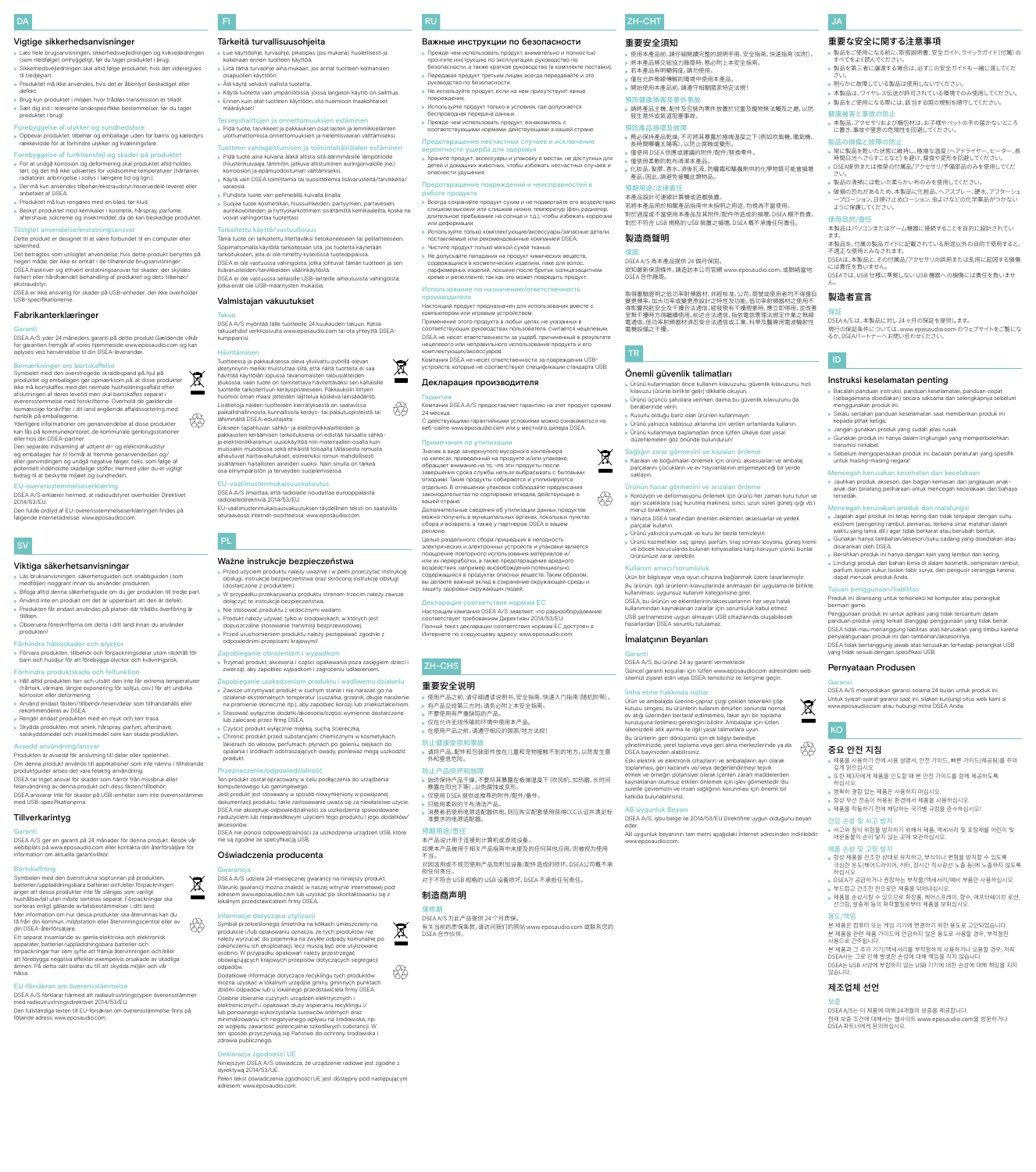DA

## Vigtige sikkerhedsanvisninger

- Læs hele brugsanvisningen, sikkerhedsvejledningen og kvikvejledningen (som medfølger) omhyggeligt, før du tager produktet i brug.
- Sikkerhedsvejledningen skal altid følge produktet, hvis det videregives til tredjepart.
- Produktet må ikke anvendes, hvis det er åbenlyst beskadiget eller defekt.
- Brug kun produktet i miljøer, hvor trådløs transmission er tilladt.
- Sæt dig ind i relevante landespecifikke bestemmelser, før du tager produktet i brug!

### Forebyggelse af ulykker og sundhedsfare

- Opbevar produktet, tilbehør og emballage uden for børns og kæledyrs rækkevidde for at forhindre ulykker og kvælningsfare.

### Forebyggelse af funktionsfejl og skader på produktet

- For at undgå korrosion og deformering skal produktet altid holdes tørt, og det må ikke udsættes for voldsomme temperaturer (hårtørrer, radiatorer, anbringelse i sollys i længere tid og lign.).
- Der må kun anvendes tilbehør/ekstraudstyr/reservedele leveret eller anbefalet af DSEA.
- Produktet må kun rengøres med en blød, tør klud.
- Beskyt produktet mod kemikalier i kosmetik, hårspray, parfume, aftershave, solcreme og insektmiddel, da de kan beskadige produktet.

### Tilsigtet anvendelse/erstatningsansvar

Dette produkt er designet til at være forbundet til en computer eller spilenhed.

Det betragtes som utilsigtet anvendelse, hvis dette produkt benyttes på nogen måde, der ikke er omtalt i de tilhørende brugsanvisninger.

DSEA fraskriver sig ethvert erstatningsansvar for skader, der skyldes forkert eller hårdhændet behandling af produktet og dets tilbehør/ekstraudstyr.

DSEA er ikke ansvarlig for skader på USB-enheder, der ikke overholder USB-specifikationerne.

## Fabrikanterklæringer

### Garanti

DSEA A/S yder 24 måneders garanti på dette produkt.Gældende vilkår for garantien fremgår af vores hjemmeside www.eposaudio.com og kan oplyses ved henvendelse til din DSEA-leverandør.

### Bemærkninger om bortskaffelse

Symbolet med den overstregede skraldespand på hjul på produktet og emballagen gør opmærksom på, at disse produkter ikke må bortskaffes med det normale husholdningsaffald efter afslutningen af deres levetid men skal bortskaffes separat i overensstemmelse med de forskrifterne. Dette gælder lovmæssige forskrifter i dit land angående affaldssortering med henblik på emballagerne.

Yderligere informationer om genanvendelse af disse produkter kan fås på kommunekontoret, de kommunale genbrugsstationer eller hos din DSEA-partner.

Den separate indsamling af udtjent el- og elektronikudstyr og emballager har til formål at fremme genanvendelsen og/eller genvindingen og undgå negative følger, f.eks. som følge af potentielt indeholdte skadelige stoffer. Hermed yder du et vigtigt bidrag til at beskytte miljøet og sundheden.

### EU-overensstemmelseserklæring

DSEA A/S erklærer hermed, at radioudstyret overholder Direktivet 2014/53/EU.

Den fulde ordlyd af EU-overensstemmelseserklæringen findes på følgende internetadresse: www.eposaudio.com.

SV

## Viktiga säkerhetsanvisningar

- Läs bruksanvisningen, säkerhetsguiden och snabbguiden (som medföljer) noggrant innan du använder produkten.
- Bifoga alltid denna säkerhetsguide om du ger produkten till tredje part.
- Använd inte en produkt om det är uppenbart att den är defekt.
- Produkten får endast användas på platser där trådlös överföring är tillåten.
- Observera föreskrifterna om detta i ditt land innan du använder produkten!

### Förhindra hälsoskador och olyckor

- Förvara produkten, tillbehör och förpackningsdelar utom räckhåll för barn och husdjur för att förebygga olyckor och kvävningsrisk.

### Förhindra produktskada och felfunktion

- Håll alltid produkten torr och utsätt den inte för extrema temperaturer (hårtork, värmare, längre exponering för solljus, osv.) för att undvika korrosion eller deformering.
- Använd endast fästen/tillbehör/reservdelar som tillhandahålls eller rekommenderas av DSEA.
- Rengör endast produkten med en mjuk och torr trasa.
- Skydda produkten mot smink, hårspray, parfym, aftershave, solskyddsmedel och insektsmedel som kan skada produkten.

### Avsedd användning/ansvar

Produkten är avsedd för anslutning till dator eller spelenhet.

Om denna produkt används till applikationer som inte nämns i tillhörande produktguider anses det vara felaktig användning.

DSEA tar inget ansvar för skador som härrör från missbruk eller felanvändning av denna produkt och dess fästen/tillbehör.

DSEA ansvarar inte för skador på USB-enheter som inte överensstämmer med USB-specifikationerna.

## Tillverkarintyg

### Garanti

DSEA A/S ger en garanti på 24 månader för denna produkt. Besök vår webbplats på www.eposaudio.com eller kontakta din återförsäljare för information om aktuella garantivillkor.

### Bortskaffning

Symbolen med den överstrukna soptunnan på produkten, batterier/uppladdningsbara batterier och/eller förpackningen anger att dessa produkter inte får slängas som vanligt hushållsavfall utan måste sorteras separat. Förpackningar ska sorteras enligt gällande avfallsbestämmelser i ditt land.

Mer information om hur dessa produkter ska återvinnas kan du få från din kommun, miljöstation eller återvinningscentral eller av din DSEA-återförsäljare.

Ett separat insamlande av gamla elektriska och elektronisk apparater, batterier/uppladdningsbara batterier och förpackningar har som syfte att främja återvinnandet och/eller att förebygga negativa effekter exempelvis orsakade av skadliga ämnen. På detta sätt bidrar du till att skydda miljön och vår hälsa.

### EU-försäkran om överensstämmelse

DSEA A/S förklarar härmed att radioutrustningstypen överensstämmer med radioutrustningsdirektivet 2014/53/EU.

Den fullständiga texten till EU-försäkran om överensstämmelse finns på följande adress: www.eposaudio.com.

FI

## Tärkeitä turvallisuusohjeita

- Lue käyttöohje, turvaohje, pikaopas (jos mukana) huolellisesti ja kokonaan ennen tuotteen käyttöä.
- Liitä tämä turvaohje aina mukaan, jos annat tuotteen kolmansien osapuolien käyttöön.
- Älä käytä selvästi viallista tuotetta.
- Käytä tuotetta vain ympäristöissä, joissa langaton käyttö on sallittua.
- Ennen kuin otat tuotteen käyttöön, ota huomioon maakohtaiset määräykset!

### Terveyshaittojen ja onnettomuuksien estäminen

- Pidä tuote, tarvikkeet ja pakkauksen osat lasten ja lemmikkieläinten ulottumattomissa onnettomuuksien ja nielemisvaaran välttämiseksi.

### Tuotteen vahingoittumisen ja toimintahäiriöiden estäminen

- Pidä tuote aina kuivana äläkä altista sitä äärimmäisille lämpötiloille (hiustenkuivaaja, lämmitin, pitkään altistuminen auringonvalolle jne.) korroosion ja epämuodostuman välttämiseksi.
- Käytä vain DSEA toimittamia tai suosittelemia lisävarusteita/tarvikkeita/varaosia.
- Puhdista tuote vain pehmeällä, kuivalla liinalla.
- Suojaa tuote kosmetiikan, hiussuihkeiden, parfyymien, partavesien, aurinkovoiteiden ja hyttyskarkottimien sisältämiltä kemikaaleilta, koska ne voivat vahingoittaa tuotettasi.

### Tarkoitettu käyttö/vastuullisuus

Tämä tuote on tarkoitettu liitettäväksi tietokoneeseen tai pelilaitteeseen.

Sopimattomalla käytöllä tarkoitetaan sitä, jos tuotetta käytetään tarkoitukseen, jota ei ole nimetty kyseisissä tuoteoppaissa.

DSEA ei ole vastuussa vahingoista, jotka johtuvat tämän tuotteen ja sen lisävarusteiden/tarvikkeiden väärinkäytöstä.

DSEA ei ole vastuussa sellaisille USB-laitteille aiheutuvista vahingoista, jotka eivät ole USB-määritysten mukaisia.

## Valmistajan vakuutukset

### Takuu

DSEA A/S myöntää tälle tuotteelle 24 kuukauden takuun. Katso takuuehdot verkkosivulta www.eposaudio.com tai ota yhteyttä DSEA-kumppaniisi.

### Hävittäminen

Tuotteessa ja pakkauksessa oleva yliviivattu pyörillä olevan jäteastia tarkoittaa, ettei tuotteita saa hävittää käyttöiän lopussa tavanomaisten talousjätteiden joukossa, vaan tuote on toimitettava hävitettäväksi sen kaltaisille hävitettäväksi. Pakkauksiin liittyen huomioi oman maasi jätteiden lajittelua koskevia lainsäädäntö.

Lisätietoja näiden tuotteiden kierrätyksestä on saatavissa paikallishallinnosta, kunnallisista keräys- tai palautuspisteistä tai lähimmältä DSEA-edustajalta.

Erikseen tapahtuvan sähkö- ja elektroniikkalaitteiden ja pakkausten hallinnoinnin tarkoituksena on edistää toisaalta sähkö- ja elektroniikkaromuun uusiokäyttöä niin materiaalien osalta kuin muissakin muodoissa sekä ehkäistä toisaalta tällaisesta romusta aiheutuvat haittavaikutukset, esimerkiksi romun mahdollisesti sisältämien haitallisten aineiden vuoksi. Näin sinulla on tärkeä osa elinympäristön ja terveyden suojelemisessa.

### EU-vaatimustenmukaisuusvakuutus

DSEA A/S ilmoittaa, että radiolaite noudattaa eurooppalaista radiolaitedirektiiviä 2014/53/EU.

EU-vaatimustenmukaisuusvakuutuksen täydellinen teksti on saatavilla seuraavassa internet-osoitteessa: www.eposaudio.com.

PL

## Ważne instrukcje bezpieczeństwa

- Przed użyciem produktu należy uważnie i w pełni przeczytać instrukcję obsługi, instrukcje bezpieczeństwa oraz skróconą instrukcję obsługi (dostarczone z produktem).
- W przypadku przekazywania produktu stronom trzecim należy zawsze dołączyć te instrukcje bezpieczeństwa.
- Nie stosować produktu z widocznymi wadami.
- Produkt należy używać tylko w środowiskach, w których jest dopuszczalne stosowanie transmisji bezprzewodowej.
- Przed uruchomieniem produktu należy postępować zgodnie z odpowiednimi przepisami krajowymi!

### Zapobieganie obrażeniom i wypadkom

- Trzymać produkt, akcesoria i części opakowania poza zasięgiem dzieci i zwierząt, aby zapobiec wypadkom i zagrożeniu udławieniem.

### Zapobieganie uszkodzeniom produktu i wadliwemu działaniu

- Zawsze utrzymywać produkt w suchym stanie i nie narażać go na działanie ekstremalnych temperatur (suszarka, grzejnik, długie narażenie na promienie słoneczne itp.), aby zapobiec korozji lub zniekształceniom.
- Stosować wyłącznie dodatki/akcesoria/części wymienne dostarczone lub zalecane przez firmę DSEA.
- Czyścić produkt wyłącznie miękką, suchą ściereczką.
- Chronić produkt przed substancjami chemicznymi w kosmetykach, lakierach do włosów, perfumach, płynach po goleniu, olejkach do opalania i środkach odstraszających owady, ponieważ mogą uszkodzić produkt.

### Przeznaczenie/odpowiedzialność

Ten produkt został opracowany w celu podłączenia do urządzenia komputerowego lub gamingowego.

Jeśli produkt jest stosowany w sposób niewymieniony w powiązanej dokumentacji produktu, takie zastosowanie uważa się za niewłaściwe użycie.

DSEA nie akceptuje odpowiedzialności za uszkodzenia spowodowane nadużyciem lub nieprawidłowym użyciem tego produktu i jego dodatków/akcesoriów.

DSEA nie ponosi odpowiedzialności za uszkodzenia urządzeń USB, które nie są zgodne ze specyfikacją USB.

## Oświadczenia producenta

### Gwarancja

DSEA A/S udziela 24-miesięcznej gwarancji na niniejszy produkt.

Warunki gwarancji można znaleźć w naszej witrynie internetowej pod adresem www.eposaudio.com lub uzyskać po skontaktowaniu się z lokalnym przedstawicielem firmy DSEA.

### Informacje dotyczące utylizacji

Symbol przekreślonego śmietnika na kółkach umieszczony na produkcie i/lub opakowaniu oznacza, że tych produktów nie należy wyrzucać do pojemnika na zwykłe odpady komunalne po zakończeniu ich eksploatacji, lecz muszą być one utylizowane osobno. W przypadku opakowań należy przestrzegać obowiązujących krajowych przepisów dotyczących segregacji odpadów.

Dodatkowe informacje dotyczące recyklingu tych produktów można uzyskać w lokalnym urzędzie gminy, gminnych punktach zbiórki odpadów lub u lokalnego przedstawiciela firmy DSEA.

Osobne zbieranie zużytych urządzeń elektrycznych i elektronicznych i opakowań służy wspieraniu recyklingu i/lub ponownego wykorzystania surowców wtórnych oraz minimalizowaniu ich negatywnego wpływu na środowisko, np. ze względu zawartość potencjalnie szkodliwych substancji. W ten sposób przyczyniają się Państwo do ochrony środowiska i zdrowia publicznego.

### Deklaracja zgodności UE

Niniejszym DSEA A/S oświadcza, że urządzenie radiowe jest zgodne z dyrektywą 2014/53/UE.

Pełen tekst oświadczenia zgodności UE jest dostępny pod następującym adresem: www.eposaudio.com.

RU

## Важные инструкции по безопасности

- Прежде чем использовать продукт, внимательно и полностью прочтите инструкцию по эксплуатации, руководство по безопасности, а также краткое руководство (в комплекте поставки).
- Передавая продукт третьим лицам, всегда передавайте и это руководство по безопасности.
- Не используйте продукт, если на нем присутствуют явные повреждения.
- Используйте продукт только в условиях, где допускается беспроводная передача данных.
- Прежде чем использовать продукт, ознакомьтесь с соответствующими нормами, действующими в вашей стране.

### Предотвращение несчастных случаев и исключение вероятности ущерба для здоровья

- Храните продукт, аксессуары и упаковку в местах, не доступных для детей и домашних животных, чтобы избежать несчастных случаев и опасности удушения.

### Предотвращение повреждений и неисправностей в работе продукта

- Всегда сохраняйте продукт сухим и не подвергайте его воздействию слишком высоких или слишком низких температур (фен, радиатор, длительное пребывание на солнце и т.д.), чтобы избежать коррозии или деформации.
- Используйте только комплектующие/аксессуары/запасные детали, поставляемые или рекомендуемые компанией DSEA.
- Чистите продукт только мягкой сухой тканью.
- Не допускайте попадания на продукт химических веществ, содержащихся в косметических изделиях, лаке для волос, парфюмерных изделиях, лосьоне после бритья, солнцезащитном креме и репелленте, так как это может повредить продукт.

### Использование по назначению/ответственность производителя

Настоящий продукт предназначен для использования вместе с компьютером или игровым устройством.

Применение этого продукта в любых целях, не указанных в соответствующих руководствах пользователя, считается нецелевым.

DSEA не несет ответственности за ущерб, причиненный в результате нецелевого или неправильного использования продукта и его комплектующих/аксессуаров.

Компания DSEA не несет ответственности за повреждения USB-устройств, которые не соответствуют спецификации стандарта USB.

## Декларация производителя

### Гарантия

Компания DSEA A/S предоставляет гарантию на этот продукт сроком 24 месяца.

С действующими гарантийными условиями можно ознакомиться на веб-сайте www.eposaudio.com или у местного дилера DSEA.

### Примечания по утилизации

Значок в виде зачеркнутого мусорного контейнера на колесах, приведенный на продукте и/или упаковке, обращает внимание на то, что эти продукты после завершения срока службы нельзя выбрасывать с бытовыми отходами. Такие продукты собираются и утилизируются отдельно. В отношении упаковок соблюдайте предписания законодательства по сортировке отходов, действующие в вашей стране.

Дополнительные сведения об утилизации данных продуктов можно получить в муниципальных органах, локальных пунктах сбора и возврата, а также у партнеров DSEA в вашем регионе.

Целью раздельного сбора пришедших в негодность электрических и электронных устройств и упаковки является поощрение повторного использования материалов и/или их переработки, а также предотвращение вредного воздействия, например высвобождения потенциально содержащихся в продуктах опасных веществ. Таким образом, вы делаете важный вклад в сохранение окружающей среды и защиту здоровья окружающих людей.

### Декларация соответствия нормам ЕС

Настоящим компания DSEA A/S заявляет, что радиооборудование соответствует требованиям Директивы 2014/53/EU.

Полный текст декларации соответствия нормам ЕС доступен в Интернете по следующему адресу: www.eposaudio.com.

ZH-CHS

## 重要安全说明

- 使用产品之前，请仔细通读说明书、安全指南、快速入门指南（随机附带）。
- 将产品交给第三方时，请务必附上本安全指南。
- 不要使用有严重缺陷的产品。
- 仅在允许无线传输的环境中使用本产品。
- 在使用产品之前，请遵守相应的国家/地方法规！

### 防止健康损害和事故

- 请将产品、配件和包装部件放在儿童和宠物接触不到的地方，以防发生意外和窒息危险。

### 防止产品损坏和故障

- 始终保持产品干燥，不要将其暴露在极端温度下（吹风机、加热器、长时间暴露在阳光下等），以免腐蚀或变形。
- 仅使用 DSEA 提供或推荐的附件/配件/备件。
- 只能用柔软的干布清洁产品。
- 消费者若使用电源适配器供电，则应购买配套使用获得CCC认证并满足标准要求的电源适配器。

### 预期用途/责任

本产品设计用于连接到计算机或游戏设备。

如果本产品被用于相关产品指南中未提及的任何其他应用，则被视为使用不当。

对因滥用或不规范使用产品及附加设备/配件造成的损坏，DSEA公司概不承担任何责任。

对于不符合 USB 规格的 USB 设备损坏，DSEA 不承担任何责任。

## 制造商声明

### 保修期

DSEA A/S 为此产品提供 24 个月质保。

有关当前的质保条款，请访问我们的网站 www.eposaudio.com 或联系您的 DSEA 合作伙伴。

ZH-CHT

## 重要安全須知

- 使用本產品前，請仔細閱讀完整的說明手冊、安全指南、快速指南（如附）。
- 將本產品轉交給第三方時，務必附上本安全指南。
- 若本產品有明顯瑕疵，請勿使用。
- 僅在允許無線傳輸的環境中使用本產品。
- 開始使用本產品前，請遵守相關國家特定法規！

### 預防健康損害及意外事故

- 請將產品主機、配件及包裝內零件放置於兒童及寵物無法觸及之處，以防發生意外或窒息等事故。

### 預防產品損壞及故障

- 務必保持產品乾燥，不可將其暴露於極端溫度之下（例如吹風機、暖氣機、長時間曝曬太陽等），以防止腐蝕或變形。
- 僅使用 DSEA 供應或建議的附件/配件/替換零件。
- 僅使用柔軟的乾布清潔本產品。
- 化妝品、髮膠、香水、鬚後乳液、防曬霜和驅蟲劑中的化學物質可能會損壞產品，因此，請避免接觸此類物品。

### 預期用途/法律責任

本產品設計可連線計算機或遊戲裝置。

若將本產品用於相關產品指南中未指明之用途，均視為不當使用。

對於因濫用或不當使用本產品及其附件/配件所造成的損壞，DSEA 概不負責。

對於不符合 USB 規格的 USB 裝置之損壞，DSEA 不承擔任何責任。

## 製造商聲明

### 保固

DSEA A/S 為本產品提供 24 個月保固。

欲知最新保固條件，請造訪本公司官網 www.eposaudio.com，或聯絡當地 DSEA 合作廠商。

取得審驗證明之低功率射頻器材，非經核准，公司、商號或使用者均不得擅自變更頻率、加大功率或變更原設計之特性及功能。低功率射頻器材之使用不得影響飛航安全及干擾合法通信；經發現有干擾現象時，應立即停用，並改善至無干擾時方得繼續使用。前述合法通信，指依電信管理法規定作業之無線電通信。低功率射頻器材須忍受合法通信或工業、科學及醫療用電波輻射性電機設備之干擾。

TR

## Önemli güvenlik talimatları

- Ürünü kullanmadan önce kullanım kılavuzunu, güvenlik kılavuzunu, hızlı kılavuzu (ürünle birlikte gelir) dikkatle okuyun.
- Ürünü üçüncü şahıslara verirken daima bu güvenlik kılavuzunu da beraberinde verin.
- Kusurlu olduğu bariz olan ürünleri kullanmayın.
- Ürünü yalnızca kablosuz aktarıma izin verilen ortamlarda kullanın.
- Ürünü kullanmaya başlamadan önce lütfen ülkeye özel yasal düzenlemeleri göz önünde bulundurun!

### Sağlığın zarar görmesini ve kazaları önleme

- Kazaları ve boğulmaları önlemek için ürünü, aksesuarları ve ambalaj parçalarını çocukların ve ev hayvanlarının erişemeyeceği bir yerde saklayın.

### Ürünün hasar görmesini ve arızaları önleme

- Korozyon ve deformasyonu önlemek için ürünü her zaman kuru tutun ve aşırı sıcaklıklara (saç kurutma makinesi, ısıtıcı, uzun süreli güneş ışığı vb.) maruz bırakmayın.
- Yalnızca DSEA tarafından önerilen eklentiler, aksesuarlar ve yedek parçalar kullanın.
- Ürünü yalnızca yumuşak ve kuru bir bezle temizleyin.
- Ürünü kozmetikler, saç spreyi, parfüm, tıraş sonrası losyonu, güneş kremi ve böcek kovucularda bulunan kimyasallara karşı koruyun çünkü bunlar ürününüze zarar verebilir.

### Kullanım amacı/sorumluluk

Ürün bir bilgisayar veya oyun cihazına bağlanmak üzere tasarlanmıştır.

Bu ürünün, ilgili ürünlerin kılavuzlarında anılmayan bir uygulama ile birlikte kullanılması, uygunsuz kullanım kategorisine girer.

DSEA, bu ürünün ve eklentilerinin/aksesuarlarının hor veya hatalı kullanımından kaynaklanan zararlar için sorumluluk kabul etmez.

USB şartnamesine uygun olmayan USB cihazlarında oluşabilecek hasarlardan DSEA sorumlu tutulamaz.

## İmalatçının Beyanları

### Garanti

DSEA A/S, bu ürüne 24 ay garanti vermektedir.

Güncel garanti koşulları için lütfen www.eposaudio.com adresindeki web sitemizi ziyaret edin veya DSEA temsilciniz ile iletişime geçin.

### İmha etme hakkında notlar

Ürün ve ambalajda üzerine çapraz çizgi çekilen tekerlekli çöp kutusu simgesi, bu ürünlerin kullanım ömürleri sonunda normal ev atığı üzerinden bertaraf edilmemesi, fakat ayrı bir toplama kuruluşuna iletilmesi gerektiği bilgini. Ambalajlar için lütfen ülkenizdeki atık ayırma ile ilgili yasal talimatlara uyun.

Bu ürünlerin geri dönüşümü için ek bilgiyi belediye yönetiminizde, yerel toplama veya geri alma merkezlerinde ya da DSEA bayinizden alabilirsiniz.

Eski elektrik ve elektronik cihazların ve ambalajların ayrı olarak toplanması, geri kazanımı ve/veya değerlendirmeyi teşvik etmek ve örneğin potansiyel olarak içerilen zararlı maddelerden kaynaklanan olumsuz etkileri önlemek için işlev görmektedir. Bu surette çevremizin ve insan sağlığının korunmasına önemli bir katkıda bulunabilirsiniz.

### AB Uygunluk Beyanı

DSEA A/S, işbu belge ile 2014/53/EU Direktifine uygun olduğunu beyan eder.

AB uygunluk beyanının tam metni aşağıdaki İnternet adresinden indirilebilir: www.eposaudio.com.

JA

## 重要な安全に関する注意事項

- 製品をご使用になる前に、取扱説明書、安全ガイド、クイックガイド（付属）のすべてをよく読んでください。
- 製品を第三者に譲渡する場合は、必ずこの安全ガイドも一緒に渡してください。
- 明らかに故障している製品は使用しないでください。
- 本製品は、ワイヤレス伝送が許可されている環境でのみ使用してください。
- 製品をご使用になる際には、該当する国の規制を順守してください。

### 健康被害と事故の防止

- 本製品、アクセサリおよび梱包材は、お子様やペットの手の届かないところに置き、事故や窒息の危険性を回避してください。

### 製品の損傷と故障の防止

- 常に製品を乾いた状態に維持し、極端な温度（ヘアドライヤー、ヒーター、長時間日光へさらすことなど）を避け、腐食や変形を回避してください。
- DSEA提供または推奨の付属品/アクセサリ/予備部品のみを使用してください。
- 製品の清掃には乾いた柔らかい布のみを使用してください。
- 破損の恐れがあるため、本製品に化粧品、ヘアスプレー、硬水、アフターシェーブローション、日焼け止めローション、虫よけなどの化学薬品がつかないように保護してください。

### 使用目的/責任

本製品はパソコンまたはゲーム機器に接続することを目的に設計されています。

本製品を、付属の製品ガイドに記載されている用途以外の目的で使用すると、不適正な使用とみなされます。

DSEAは、本製品と、その付属品/アクセサリの誤用または乱用に起因する損傷には責任を負いません。

DSEAでは、USB 仕様に準拠しない USB 機器への損傷には責任を負いません。

## 製造者宣言

### 保証

DSEA A/S は、本製品に対し 24 ヶ月の保証を提供します。

現行の保証条件については、www.eposaudio.com のウェブサイトをご覧になるか、DSEAパートナーへお問い合わせください。

ID

## Instruksi keselamatan penting

- Bacalah panduan instruksi, panduan keselamatan, panduan cepat (sebagaimana disediakan) secara saksama dan selengkapnya sebelum menggunakan produk ini.
- Selalu sertakan panduan keselamatan saat memberikan produk ini kepada pihak ketiga.
- Jangan gunakan produk yang sudah jelas rusak.
- Gunakan produk ini hanya dalam lingkungan yang memperbolehkan transmisi nirkabel.
- Sebelum mengoperasikan produk ini, bacalah peraturan yang spesifik untuk masing-masing negara!

### Mencegah kerusakan kesehatan dan kecelakaan

- Jauhkan produk, aksesori, dan bagian kemasan dari jangkauan anak-anak dan binatang peliharaan untuk mencegah kecelakaan dan bahaya tersedak.

### Mencegah kerusakan produk dan malafungsi

- Jagalah agar produk ini tetap kering dan tidak terpapar dengan suhu ekstrem (pengering rambut, pemanas, terkena sinar matahari dalam waktu yang lama, dll.) agar tidak berkarat atau berubah bentuk.
- Gunakan hanya tambahan/aksesori/suku cadang yang disediakan atau disarankan oleh DSEA.
- Bersihkan produk ini hanya dengan kain yang lembut dan kering.
- Lindungi produk dari bahan kimia di dalam kosmetik, semprotan rambut, parfum, losion cukur, losion tabir surya, dan pengusir serangga karena dapat merusak produk Anda.

### Tujuan penggunaan/liabilitas

Produk ini dirancang untuk terkoneksi ke komputer atau perangkat bermain game.

Penggunaan produk ini untuk aplikasi yang tidak tercantum dalam panduan produk yang terkait dianggap penggunaan yang tidak benar.

DSEA tidak mau menanggung liabilitas atas kerusakan yang timbul karena penyalahgunaan produk ini dan tambahan/aksesorinya.

DSEA tidak bertanggung jawab atas kerusakan terhadap perangkat USB yang tidak sesuai dengan spesifikasi USB.

## Pernyataan Produsen

### Garansi

DSEA A/S menyediakan garansi selama 24 bulan untuk produk ini.

Untuk syarat-syarat garansi saat ini, silakan kunjungi situs web kami si www.eposaudio.com atau hubungi mitra DSEA Anda.

KO

## 중요 안전 지침

- 제품을 사용하기 전에 사용 설명서, 안전 가이드, 빠른 가이드(제공된)를 주의 깊게 읽으십시오.
- 또한 제3자에게 제품을 인도할 때 본 안전 가이드를 함께 제공하도록 하십시오.
- 명확히 결함 있는 제품은 사용하지 마십시오.
- 항상 무선 전송이 허용된 환경에서 제품을 사용하십시오.
- 제품을 작동하기 전에 해당하는 국가별 규정을 준수하십시오!

### 건강 손상 및 사고 방지

- 사고와 질식 위험을 방지하기 위해서 제품, 액세서리 및 포장재를 어린이 및 애완동물의 손이 닿지 않는 곳에 보관하십시오.

### 제품 손상 및 고장 방지

- 항상 제품을 건조한 상태로 유지하고, 부식이나 변형을 방지할 수 있도록 극심한 온도(헤어드라이어, 히터, 장시간 직사광선 노출 등)에 노출하지 않도록 하십시오.
- DSEA가 공급하거나 권장하는 부착물/액세서리/예비 부품만 사용하십시오.
- 부드럽고 건조한 천으로만 제품을 닦아내십시오.
- 제품을 손상시킬 수 있으므로 화장품, 헤어스프레이, 향수, 애프터쉐이브 로션, 선크림, 살충제 등의 화학물질로부터 제품을 보호하십시오.

### 용도/책임

본 제품은 컴퓨터 또는 게임 기기에 연결하기 위한 용도로 고안되었습니다.

본 제품을 관련 제품 가이드에 언급하지 않은 용도로 사용할 경우, 부적절한 사용으로 간주됩니다.

본 제품과 그 추가 기기/액세서리를 부적절하게 사용하거나 오용할 경우, 제회 DSEA사는 그로 인해 발생한 손상에 대해 책임을 지지 않습니다.

DSEA는 USB 사양에 부합하지 않는 USB 기기에 대한 손상에 대해 책임을 지지 않습니다.

## 제조업체 선언

### 보증

DSEA A/S는 이 제품에 대해 24개월의 보증을 제공합니다.

현재 보증 조건에 대해서는 웹사이트 www.eposaudio.com을 방문하거나 DSEA 파트너에게 문의하십시오.